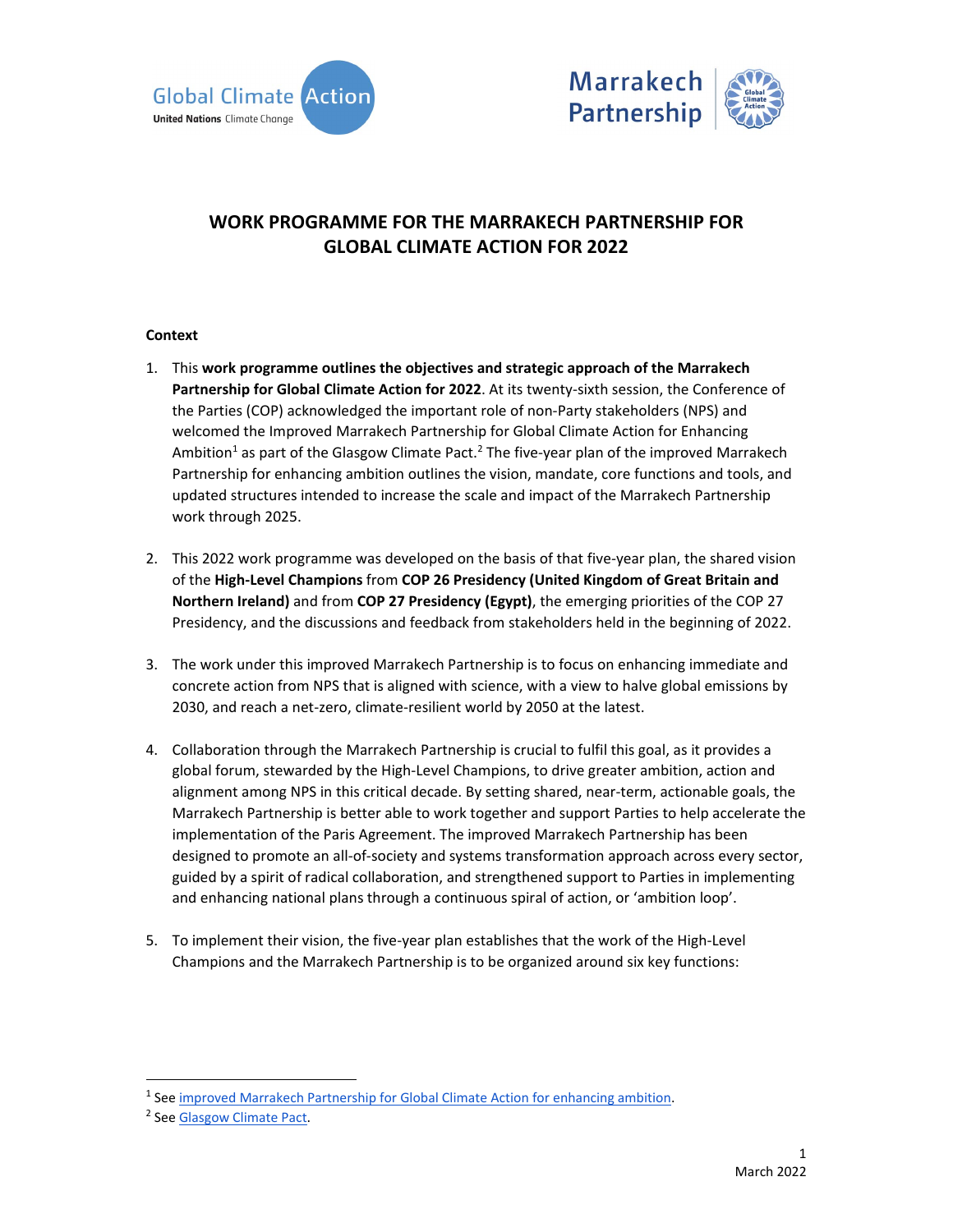# WORK PROGRAMME FOR THE MARRAKECH PARTNERSHIP FOR GLOBAL CLIMATE ACTION FOR 2022

## Context

1. This **work programme outlines the objectives and strategic approach of the Marrakech Partnership for Global Climate Action for 2022**. At its twenty-sixth session, the Conference of the Parties (COP) acknowledged the important role of non-Party stakeholders (NPS) and welcomed the Improved Marrakech Partnership for Global Climate Action for Enhancing Ambition[1] as part of the Glasgow Climate Pact.[2] The five-year plan of the improved Marrakech Partnership for enhancing ambition outlines the vision, mandate, core functions and tools, and updated structures intended to increase the scale and impact of the Marrakech Partnership work through 2025.

2. This 2022 work programme was developed on the basis of that five-year plan, the shared vision of the **High-Level Champions** from **COP 26 Presidency (United Kingdom of Great Britain and Northern Ireland)** and from **COP 27 Presidency (Egypt)**, the emerging priorities of the COP 27 Presidency, and the discussions and feedback from stakeholders held in the beginning of 2022.

3. The work under this improved Marrakech Partnership is to focus on enhancing immediate and concrete action from NPS that is aligned with science, with a view to halve global emissions by 2030, and reach a net-zero, climate-resilient world by 2050 at the latest.

4. Collaboration through the Marrakech Partnership is crucial to fulfil this goal, as it provides a global forum, stewarded by the High-Level Champions, to drive greater ambition, action and alignment among NPS in this critical decade. By setting shared, near-term, actionable goals, the Marrakech Partnership is better able to work together and support Parties to help accelerate the implementation of the Paris Agreement. The improved Marrakech Partnership has been designed to promote an all-of-society and systems transformation approach across every sector, guided by a spirit of radical collaboration, and strengthened support to Parties in implementing and enhancing national plans through a continuous spiral of action, or 'ambition loop'.

5. To implement their vision, the five-year plan establishes that the work of the High-Level Champions and the Marrakech Partnership is to be organized around six key functions:

---

[1] See improved Marrakech Partnership for Global Climate Action for enhancing ambition.

[2] See Glasgow Climate Pact.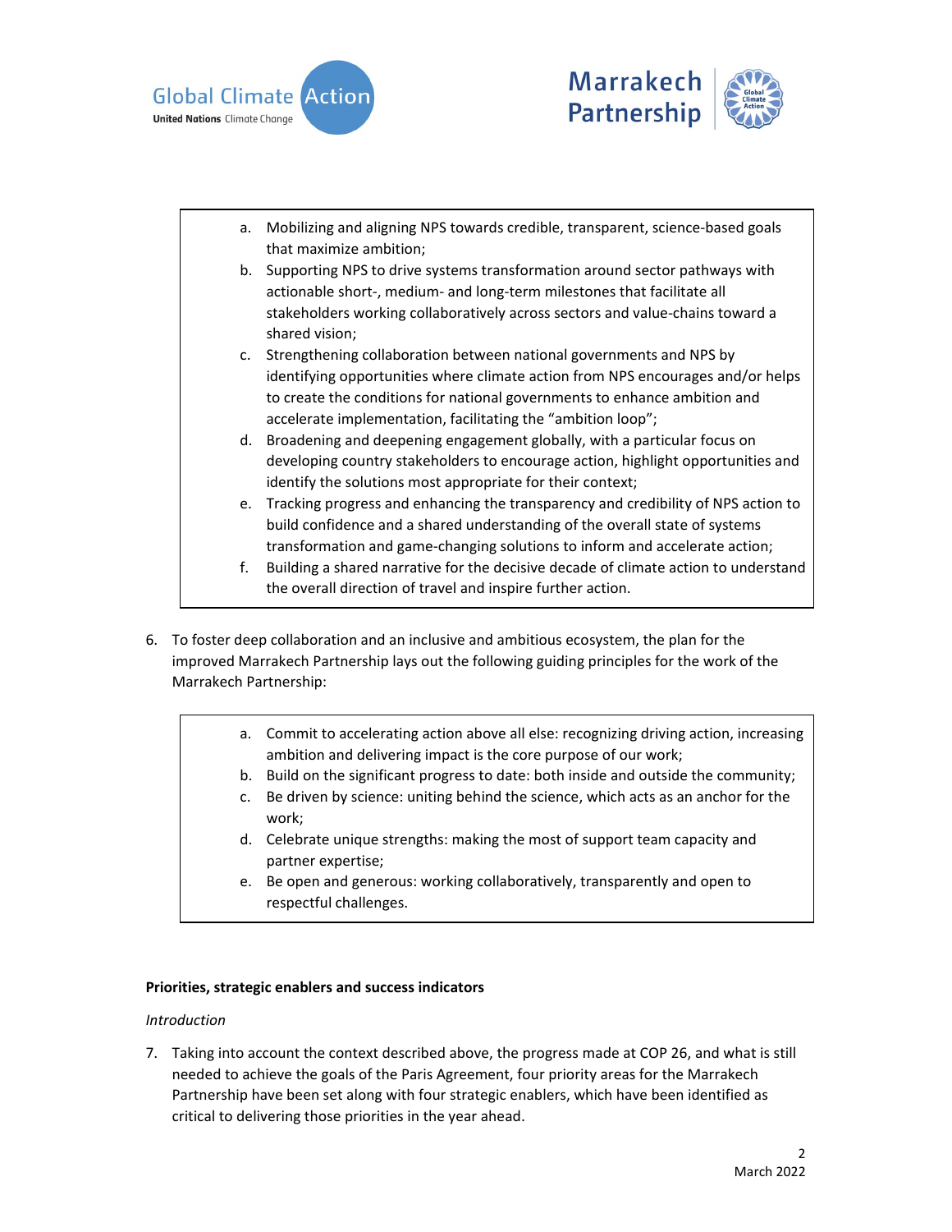a. Mobilizing and aligning NPS towards credible, transparent, science-based goals that maximize ambition;
b. Supporting NPS to drive systems transformation around sector pathways with actionable short-, medium- and long-term milestones that facilitate all stakeholders working collaboratively across sectors and value-chains toward a shared vision;
c. Strengthening collaboration between national governments and NPS by identifying opportunities where climate action from NPS encourages and/or helps to create the conditions for national governments to enhance ambition and accelerate implementation, facilitating the "ambition loop";
d. Broadening and deepening engagement globally, with a particular focus on developing country stakeholders to encourage action, highlight opportunities and identify the solutions most appropriate for their context;
e. Tracking progress and enhancing the transparency and credibility of NPS action to build confidence and a shared understanding of the overall state of systems transformation and game-changing solutions to inform and accelerate action;
f. Building a shared narrative for the decisive decade of climate action to understand the overall direction of travel and inspire further action.

6. To foster deep collaboration and an inclusive and ambitious ecosystem, the plan for the improved Marrakech Partnership lays out the following guiding principles for the work of the Marrakech Partnership:

a. Commit to accelerating action above all else: recognizing driving action, increasing ambition and delivering impact is the core purpose of our work;
b. Build on the significant progress to date: both inside and outside the community;
c. Be driven by science: uniting behind the science, which acts as an anchor for the work;
d. Celebrate unique strengths: making the most of support team capacity and partner expertise;
e. Be open and generous: working collaboratively, transparently and open to respectful challenges.

**Priorities, strategic enablers and success indicators**

*Introduction*

7. Taking into account the context described above, the progress made at COP 26, and what is still needed to achieve the goals of the Paris Agreement, four priority areas for the Marrakech Partnership have been set along with four strategic enablers, which have been identified as critical to delivering those priorities in the year ahead.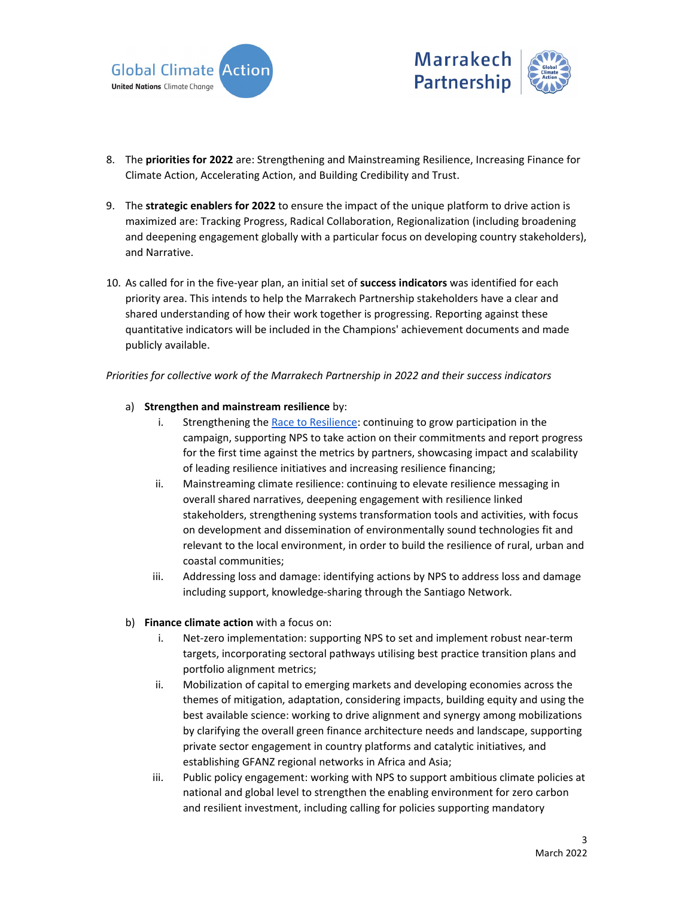8. The **priorities for 2022** are: Strengthening and Mainstreaming Resilience, Increasing Finance for Climate Action, Accelerating Action, and Building Credibility and Trust.

9. The **strategic enablers for 2022** to ensure the impact of the unique platform to drive action is maximized are: Tracking Progress, Radical Collaboration, Regionalization (including broadening and deepening engagement globally with a particular focus on developing country stakeholders), and Narrative.

10. As called for in the five-year plan, an initial set of **success indicators** was identified for each priority area. This intends to help the Marrakech Partnership stakeholders have a clear and shared understanding of how their work together is progressing. Reporting against these quantitative indicators will be included in the Champions' achievement documents and made publicly available.

*Priorities for collective work of the Marrakech Partnership in 2022 and their success indicators*

a) **Strengthen and mainstream resilience** by:
   i. Strengthening the Race to Resilience: continuing to grow participation in the campaign, supporting NPS to take action on their commitments and report progress for the first time against the metrics by partners, showcasing impact and scalability of leading resilience initiatives and increasing resilience financing;
   ii. Mainstreaming climate resilience: continuing to elevate resilience messaging in overall shared narratives, deepening engagement with resilience linked stakeholders, strengthening systems transformation tools and activities, with focus on development and dissemination of environmentally sound technologies fit and relevant to the local environment, in order to build the resilience of rural, urban and coastal communities;
   iii. Addressing loss and damage: identifying actions by NPS to address loss and damage including support, knowledge-sharing through the Santiago Network.

b) **Finance climate action** with a focus on:
   i. Net-zero implementation: supporting NPS to set and implement robust near-term targets, incorporating sectoral pathways utilising best practice transition plans and portfolio alignment metrics;
   ii. Mobilization of capital to emerging markets and developing economies across the themes of mitigation, adaptation, considering impacts, building equity and using the best available science: working to drive alignment and synergy among mobilizations by clarifying the overall green finance architecture needs and landscape, supporting private sector engagement in country platforms and catalytic initiatives, and establishing GFANZ regional networks in Africa and Asia;
   iii. Public policy engagement: working with NPS to support ambitious climate policies at national and global level to strengthen the enabling environment for zero carbon and resilient investment, including calling for policies supporting mandatory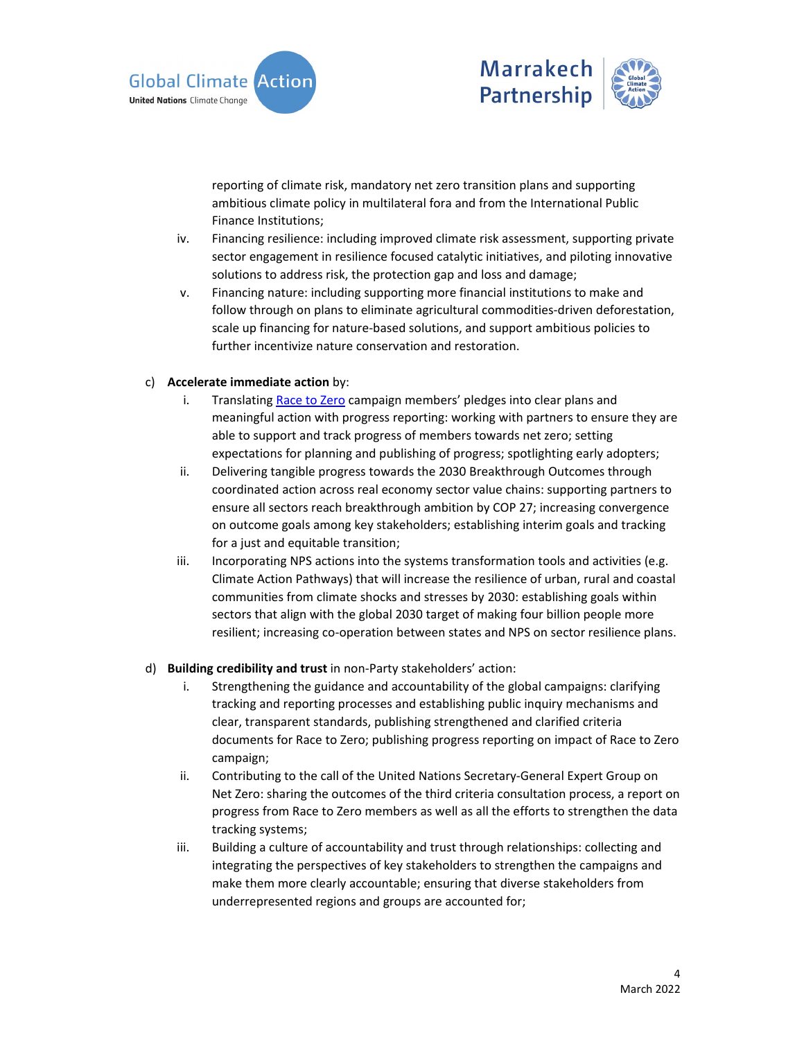reporting of climate risk, mandatory net zero transition plans and supporting ambitious climate policy in multilateral fora and from the International Public Finance Institutions;

iv. Financing resilience: including improved climate risk assessment, supporting private sector engagement in resilience focused catalytic initiatives, and piloting innovative solutions to address risk, the protection gap and loss and damage;

v. Financing nature: including supporting more financial institutions to make and follow through on plans to eliminate agricultural commodities-driven deforestation, scale up financing for nature-based solutions, and support ambitious policies to further incentivize nature conservation and restoration.

c) **Accelerate immediate action** by:

i. Translating Race to Zero campaign members' pledges into clear plans and meaningful action with progress reporting: working with partners to ensure they are able to support and track progress of members towards net zero; setting expectations for planning and publishing of progress; spotlighting early adopters;

ii. Delivering tangible progress towards the 2030 Breakthrough Outcomes through coordinated action across real economy sector value chains: supporting partners to ensure all sectors reach breakthrough ambition by COP 27; increasing convergence on outcome goals among key stakeholders; establishing interim goals and tracking for a just and equitable transition;

iii. Incorporating NPS actions into the systems transformation tools and activities (e.g. Climate Action Pathways) that will increase the resilience of urban, rural and coastal communities from climate shocks and stresses by 2030: establishing goals within sectors that align with the global 2030 target of making four billion people more resilient; increasing co-operation between states and NPS on sector resilience plans.

d) **Building credibility and trust** in non-Party stakeholders' action:

i. Strengthening the guidance and accountability of the global campaigns: clarifying tracking and reporting processes and establishing public inquiry mechanisms and clear, transparent standards, publishing strengthened and clarified criteria documents for Race to Zero; publishing progress reporting on impact of Race to Zero campaign;

ii. Contributing to the call of the United Nations Secretary-General Expert Group on Net Zero: sharing the outcomes of the third criteria consultation process, a report on progress from Race to Zero members as well as all the efforts to strengthen the data tracking systems;

iii. Building a culture of accountability and trust through relationships: collecting and integrating the perspectives of key stakeholders to strengthen the campaigns and make them more clearly accountable; ensuring that diverse stakeholders from underrepresented regions and groups are accounted for;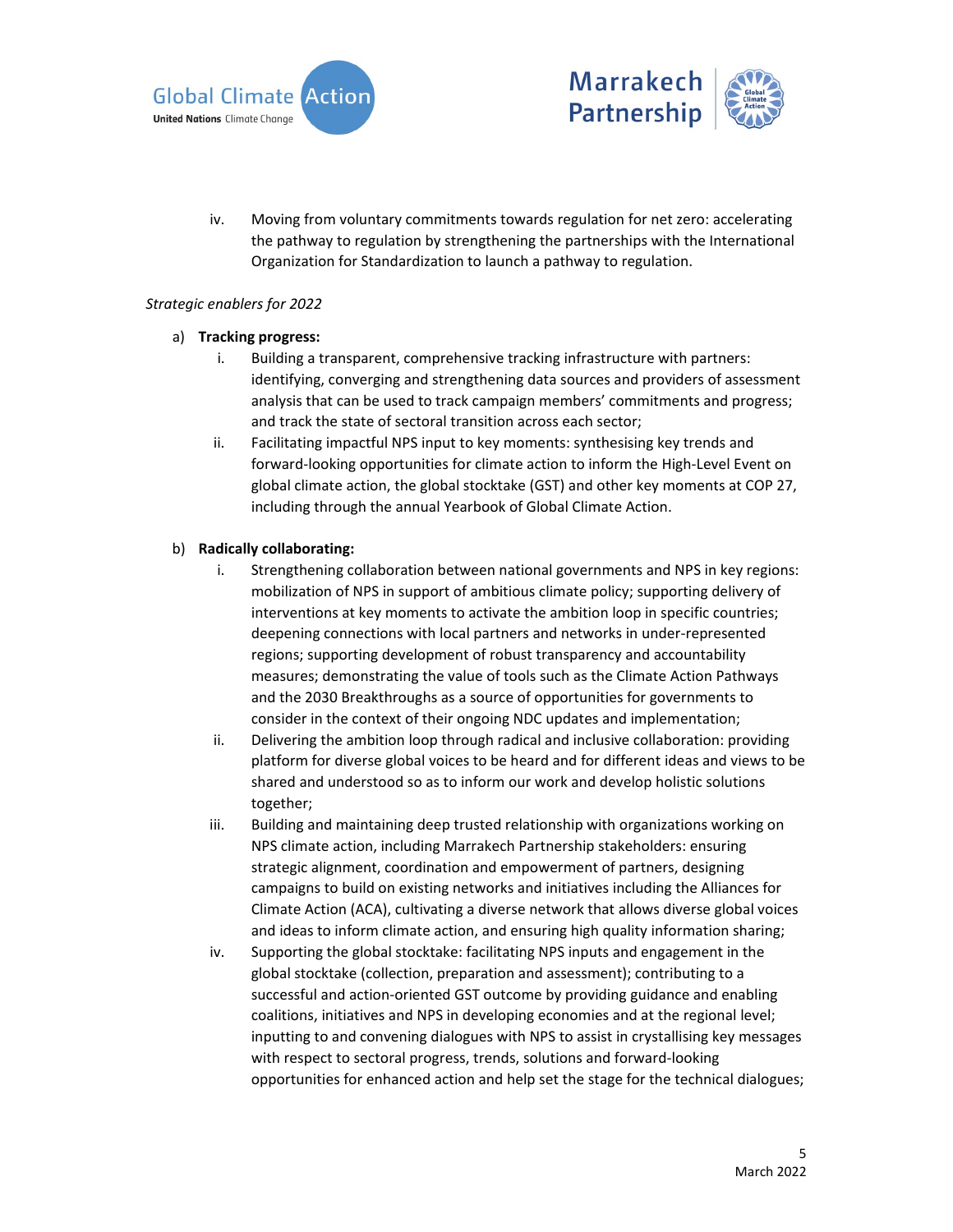iv. Moving from voluntary commitments towards regulation for net zero: accelerating the pathway to regulation by strengthening the partnerships with the International Organization for Standardization to launch a pathway to regulation.

*Strategic enablers for 2022*

a) **Tracking progress:**
   i. Building a transparent, comprehensive tracking infrastructure with partners: identifying, converging and strengthening data sources and providers of assessment analysis that can be used to track campaign members' commitments and progress; and track the state of sectoral transition across each sector;
   ii. Facilitating impactful NPS input to key moments: synthesising key trends and forward-looking opportunities for climate action to inform the High-Level Event on global climate action, the global stocktake (GST) and other key moments at COP 27, including through the annual Yearbook of Global Climate Action.

b) **Radically collaborating:**
   i. Strengthening collaboration between national governments and NPS in key regions: mobilization of NPS in support of ambitious climate policy; supporting delivery of interventions at key moments to activate the ambition loop in specific countries; deepening connections with local partners and networks in under-represented regions; supporting development of robust transparency and accountability measures; demonstrating the value of tools such as the Climate Action Pathways and the 2030 Breakthroughs as a source of opportunities for governments to consider in the context of their ongoing NDC updates and implementation;
   ii. Delivering the ambition loop through radical and inclusive collaboration: providing platform for diverse global voices to be heard and for different ideas and views to be shared and understood so as to inform our work and develop holistic solutions together;
   iii. Building and maintaining deep trusted relationship with organizations working on NPS climate action, including Marrakech Partnership stakeholders: ensuring strategic alignment, coordination and empowerment of partners, designing campaigns to build on existing networks and initiatives including the Alliances for Climate Action (ACA), cultivating a diverse network that allows diverse global voices and ideas to inform climate action, and ensuring high quality information sharing;
   iv. Supporting the global stocktake: facilitating NPS inputs and engagement in the global stocktake (collection, preparation and assessment); contributing to a successful and action-oriented GST outcome by providing guidance and enabling coalitions, initiatives and NPS in developing economies and at the regional level; inputting to and convening dialogues with NPS to assist in crystallising key messages with respect to sectoral progress, trends, solutions and forward-looking opportunities for enhanced action and help set the stage for the technical dialogues;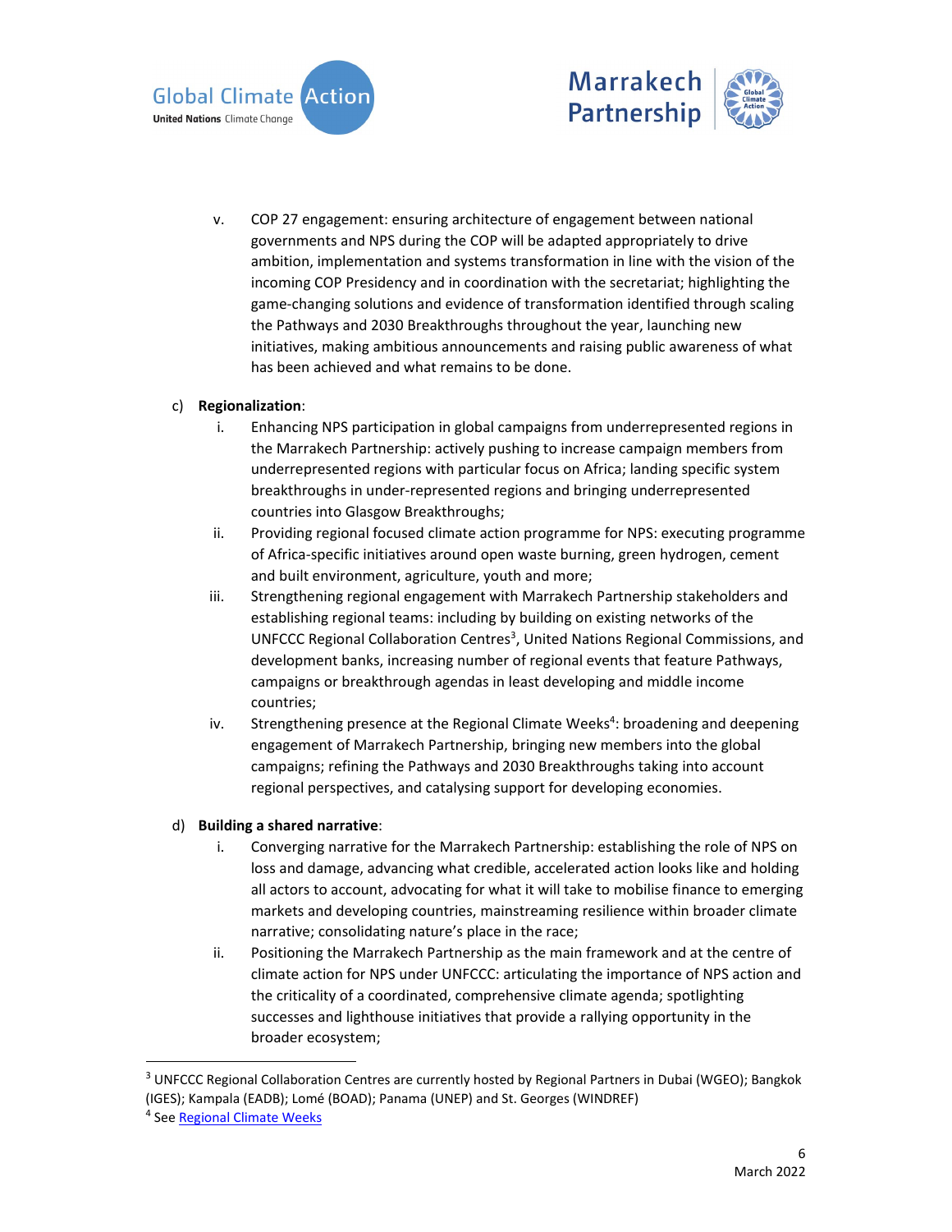v. COP 27 engagement: ensuring architecture of engagement between national governments and NPS during the COP will be adapted appropriately to drive ambition, implementation and systems transformation in line with the vision of the incoming COP Presidency and in coordination with the secretariat; highlighting the game-changing solutions and evidence of transformation identified through scaling the Pathways and 2030 Breakthroughs throughout the year, launching new initiatives, making ambitious announcements and raising public awareness of what has been achieved and what remains to be done.

c) **Regionalization**:

i. Enhancing NPS participation in global campaigns from underrepresented regions in the Marrakech Partnership: actively pushing to increase campaign members from underrepresented regions with particular focus on Africa; landing specific system breakthroughs in under-represented regions and bringing underrepresented countries into Glasgow Breakthroughs;

ii. Providing regional focused climate action programme for NPS: executing programme of Africa-specific initiatives around open waste burning, green hydrogen, cement and built environment, agriculture, youth and more;

iii. Strengthening regional engagement with Marrakech Partnership stakeholders and establishing regional teams: including by building on existing networks of the UNFCCC Regional Collaboration Centres[3], United Nations Regional Commissions, and development banks, increasing number of regional events that feature Pathways, campaigns or breakthrough agendas in least developing and middle income countries;

iv. Strengthening presence at the Regional Climate Weeks[4]: broadening and deepening engagement of Marrakech Partnership, bringing new members into the global campaigns; refining the Pathways and 2030 Breakthroughs taking into account regional perspectives, and catalysing support for developing economies.

d) **Building a shared narrative**:

i. Converging narrative for the Marrakech Partnership: establishing the role of NPS on loss and damage, advancing what credible, accelerated action looks like and holding all actors to account, advocating for what it will take to mobilise finance to emerging markets and developing countries, mainstreaming resilience within broader climate narrative; consolidating nature's place in the race;

ii. Positioning the Marrakech Partnership as the main framework and at the centre of climate action for NPS under UNFCCC: articulating the importance of NPS action and the criticality of a coordinated, comprehensive climate agenda; spotlighting successes and lighthouse initiatives that provide a rallying opportunity in the broader ecosystem;

---

[3] UNFCCC Regional Collaboration Centres are currently hosted by Regional Partners in Dubai (WGEO); Bangkok (IGES); Kampala (EADB); Lomé (BOAD); Panama (UNEP) and St. Georges (WINDREF)

[4] See Regional Climate Weeks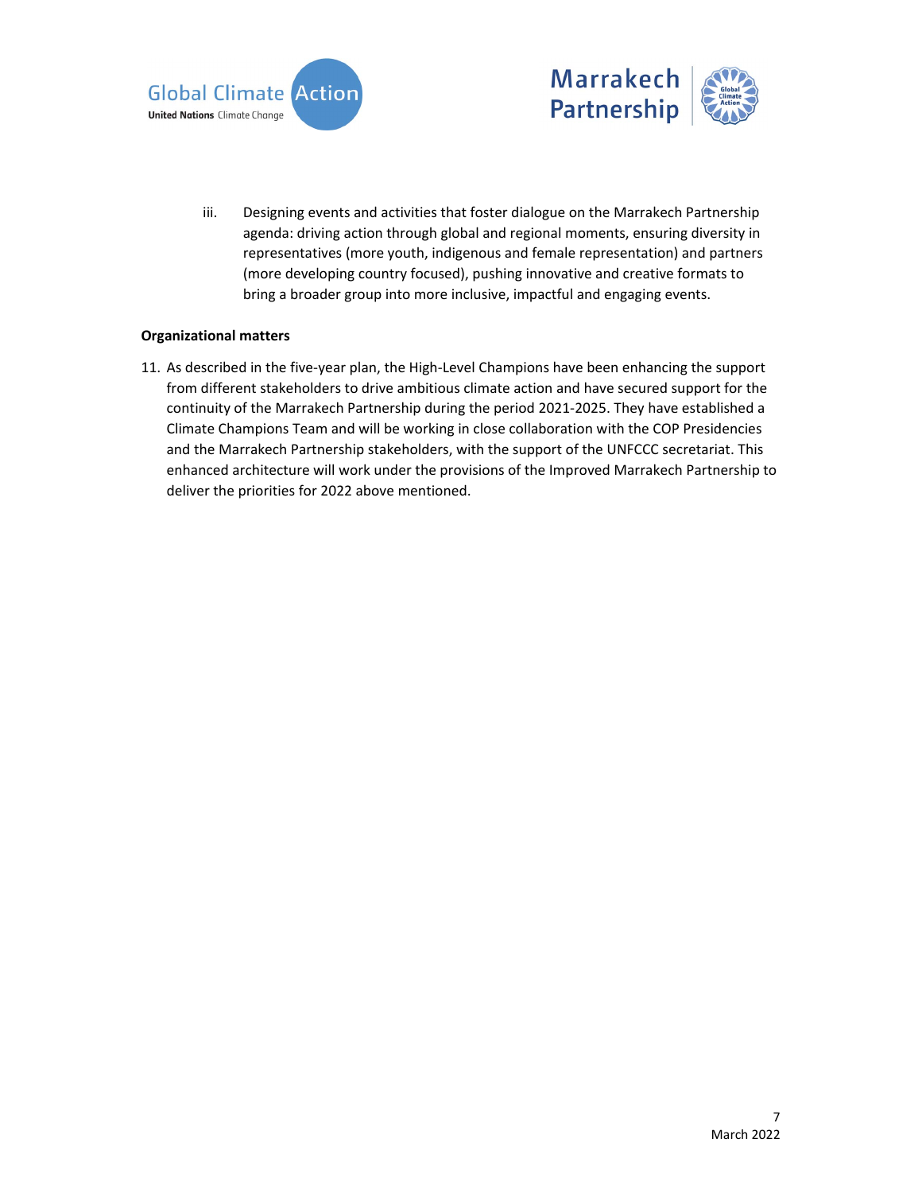iii. Designing events and activities that foster dialogue on the Marrakech Partnership agenda: driving action through global and regional moments, ensuring diversity in representatives (more youth, indigenous and female representation) and partners (more developing country focused), pushing innovative and creative formats to bring a broader group into more inclusive, impactful and engaging events.

**Organizational matters**

11. As described in the five-year plan, the High-Level Champions have been enhancing the support from different stakeholders to drive ambitious climate action and have secured support for the continuity of the Marrakech Partnership during the period 2021-2025. They have established a Climate Champions Team and will be working in close collaboration with the COP Presidencies and the Marrakech Partnership stakeholders, with the support of the UNFCCC secretariat. This enhanced architecture will work under the provisions of the Improved Marrakech Partnership to deliver the priorities for 2022 above mentioned.